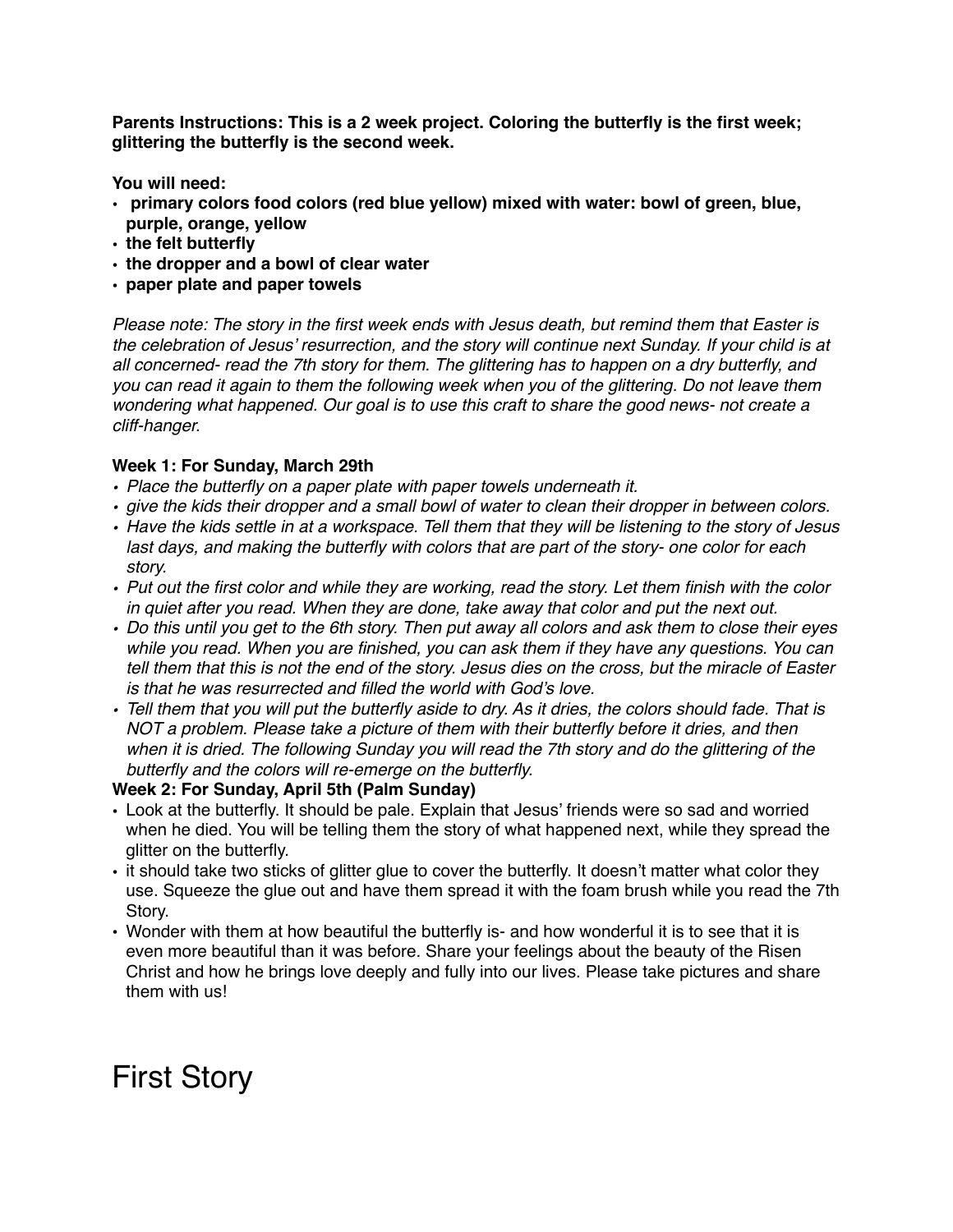**Parents Instructions: This is a 2 week project. Coloring the butterfly is the first week; glittering the butterfly is the second week.**

**You will need:**

- **primary colors food colors (red blue yellow) mixed with water: bowl of green, blue, purple, orange, yellow**
- **the felt butterfly**
- **the dropper and a bowl of clear water**
- **paper plate and paper towels**

*Please note: The story in the first week ends with Jesus death, but remind them that Easter is the celebration of Jesus' resurrection, and the story will continue next Sunday. If your child is at all concerned- read the 7th story for them. The glittering has to happen on a dry butterfly, and you can read it again to them the following week when you of the glittering. Do not leave them wondering what happened. Our goal is to use this craft to share the good news- not create a cliff-hanger.*

**Week 1: For Sunday, March 29th**

- *Place the butterfly on a paper plate with paper towels underneath it.*
- *give the kids their dropper and a small bowl of water to clean their dropper in between colors.*
- *Have the kids settle in at a workspace. Tell them that they will be listening to the story of Jesus last days, and making the butterfly with colors that are part of the story- one color for each story.*
- *Put out the first color and while they are working, read the story. Let them finish with the color in quiet after you read. When they are done, take away that color and put the next out.*
- *Do this until you get to the 6th story. Then put away all colors and ask them to close their eyes while you read. When you are finished, you can ask them if they have any questions. You can tell them that this is not the end of the story. Jesus dies on the cross, but the miracle of Easter is that he was resurrected and filled the world with God's love.*
- *Tell them that you will put the butterfly aside to dry. As it dries, the colors should fade. That is NOT a problem. Please take a picture of them with their butterfly before it dries, and then when it is dried. The following Sunday you will read the 7th story and do the glittering of the butterfly and the colors will re-emerge on the butterfly.*

**Week 2: For Sunday, April 5th (Palm Sunday)**

- Look at the butterfly. It should be pale. Explain that Jesus' friends were so sad and worried when he died. You will be telling them the story of what happened next, while they spread the glitter on the butterfly.
- it should take two sticks of glitter glue to cover the butterfly. It doesn't matter what color they use. Squeeze the glue out and have them spread it with the foam brush while you read the 7th Story.
- Wonder with them at how beautiful the butterfly is- and how wonderful it is to see that it is even more beautiful than it was before. Share your feelings about the beauty of the Risen Christ and how he brings love deeply and fully into our lives. Please take pictures and share them with us!

# First Story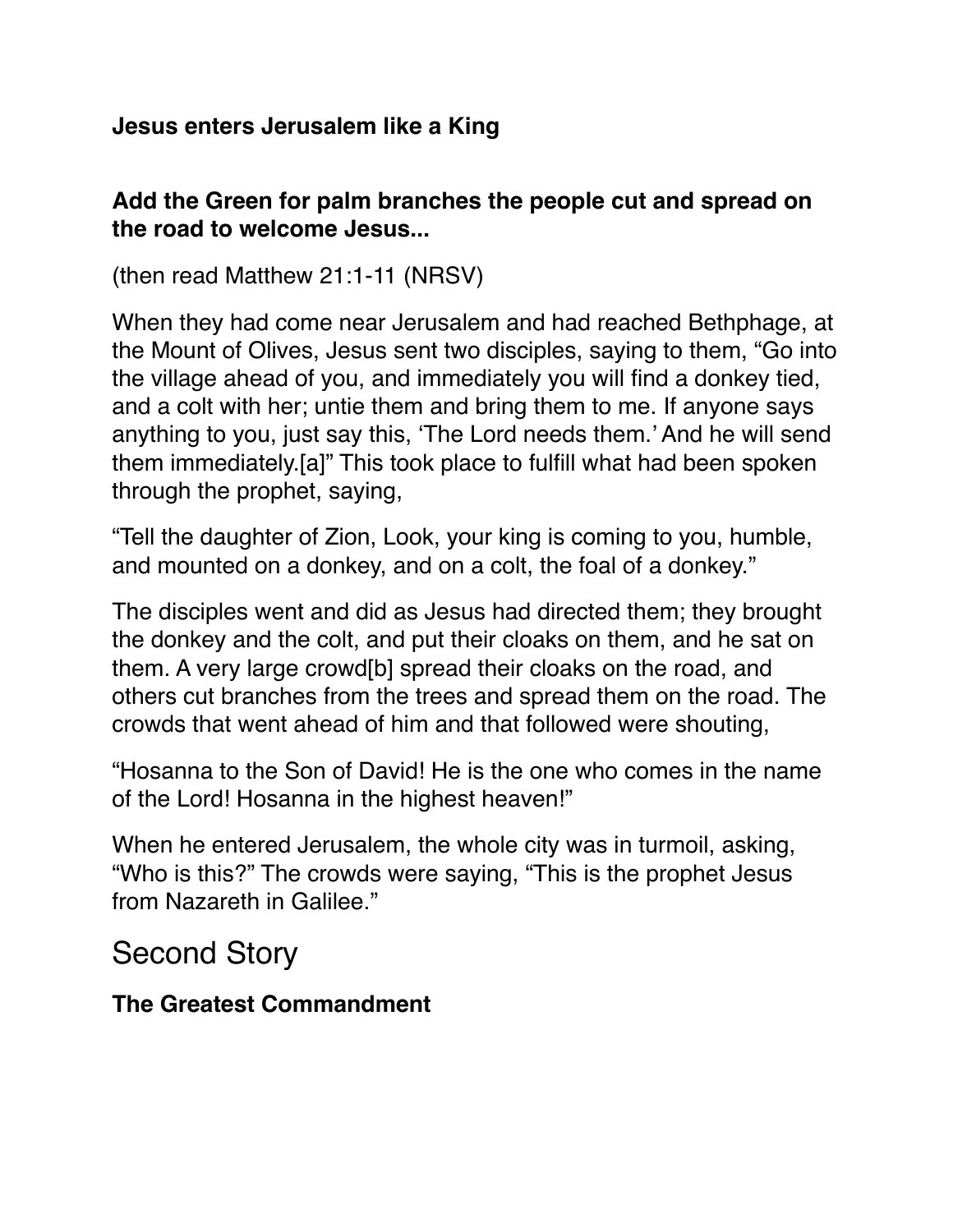**Jesus enters Jerusalem like a King**

**Add the Green for palm branches the people cut and spread on the road to welcome Jesus...**

(then read Matthew 21:1-11 (NRSV)

When they had come near Jerusalem and had reached Bethphage, at the Mount of Olives, Jesus sent two disciples, saying to them, "Go into the village ahead of you, and immediately you will find a donkey tied, and a colt with her; untie them and bring them to me. If anyone says anything to you, just say this, 'The Lord needs them.' And he will send them immediately.[a]" This took place to fulfill what had been spoken through the prophet, saying,

"Tell the daughter of Zion, Look, your king is coming to you, humble, and mounted on a donkey, and on a colt, the foal of a donkey."

The disciples went and did as Jesus had directed them; they brought the donkey and the colt, and put their cloaks on them, and he sat on them. A very large crowd[b] spread their cloaks on the road, and others cut branches from the trees and spread them on the road. The crowds that went ahead of him and that followed were shouting,

"Hosanna to the Son of David! He is the one who comes in the name of the Lord! Hosanna in the highest heaven!"

When he entered Jerusalem, the whole city was in turmoil, asking, "Who is this?" The crowds were saying, "This is the prophet Jesus from Nazareth in Galilee."

# Second Story

**The Greatest Commandment**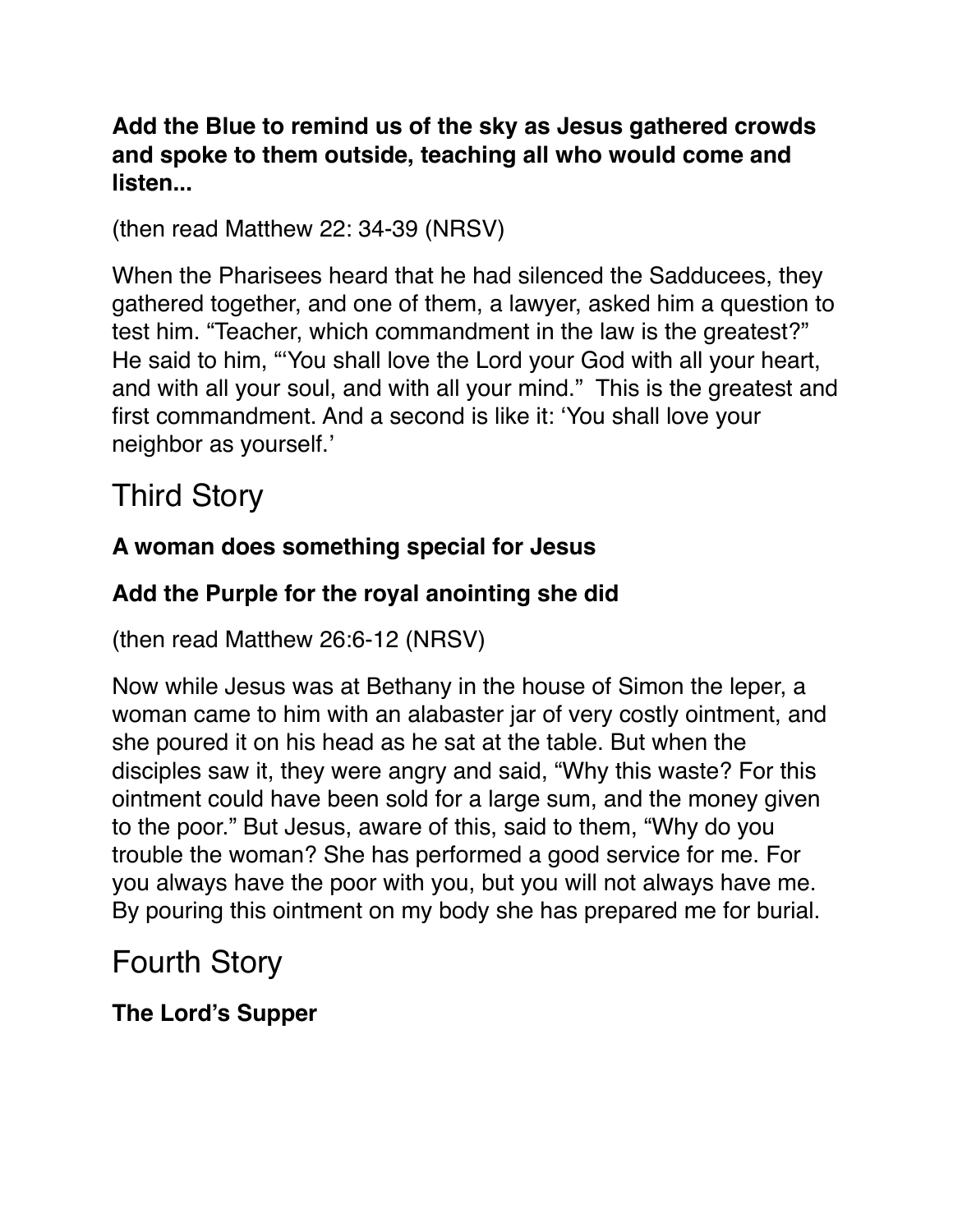**Add the Blue to remind us of the sky as Jesus gathered crowds and spoke to them outside, teaching all who would come and listen...**

(then read Matthew 22: 34-39 (NRSV)

When the Pharisees heard that he had silenced the Sadducees, they gathered together, and one of them, a lawyer, asked him a question to test him. “Teacher, which commandment in the law is the greatest?” He said to him, “‘You shall love the Lord your God with all your heart, and with all your soul, and with all your mind.” This is the greatest and first commandment. And a second is like it: ‘You shall love your neighbor as yourself.’

## Third Story

**A woman does something special for Jesus**

**Add the Purple for the royal anointing she did**

(then read Matthew 26:6-12 (NRSV)

Now while Jesus was at Bethany in the house of Simon the leper, a woman came to him with an alabaster jar of very costly ointment, and she poured it on his head as he sat at the table. But when the disciples saw it, they were angry and said, “Why this waste? For this ointment could have been sold for a large sum, and the money given to the poor.” But Jesus, aware of this, said to them, “Why do you trouble the woman? She has performed a good service for me. For you always have the poor with you, but you will not always have me. By pouring this ointment on my body she has prepared me for burial.

## Fourth Story

**The Lord’s Supper**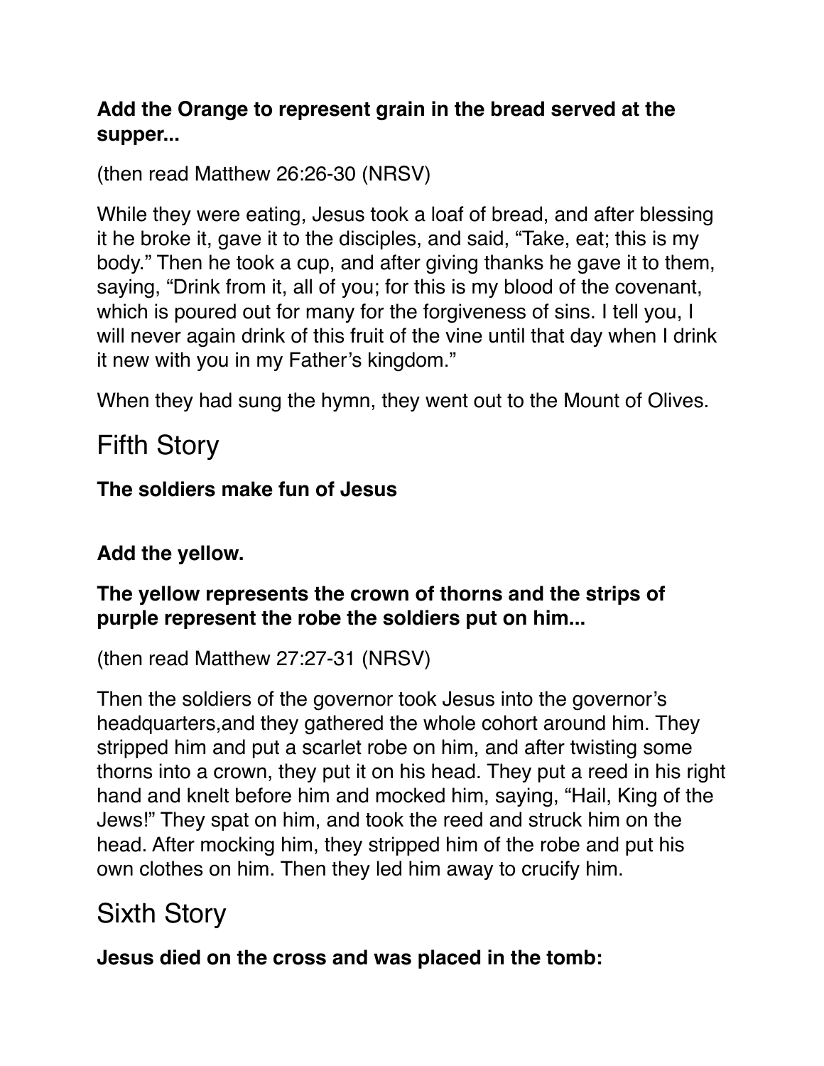**Add the Orange to represent grain in the bread served at the supper...**

(then read Matthew 26:26-30 (NRSV)

While they were eating, Jesus took a loaf of bread, and after blessing it he broke it, gave it to the disciples, and said, “Take, eat; this is my body.” Then he took a cup, and after giving thanks he gave it to them, saying, “Drink from it, all of you; for this is my blood of the covenant, which is poured out for many for the forgiveness of sins. I tell you, I will never again drink of this fruit of the vine until that day when I drink it new with you in my Father’s kingdom.”

When they had sung the hymn, they went out to the Mount of Olives.

# Fifth Story

**The soldiers make fun of Jesus**

**Add the yellow.**

**The yellow represents the crown of thorns and the strips of purple represent the robe the soldiers put on him...**

(then read Matthew 27:27-31 (NRSV)

Then the soldiers of the governor took Jesus into the governor’s headquarters,and they gathered the whole cohort around him. They stripped him and put a scarlet robe on him, and after twisting some thorns into a crown, they put it on his head. They put a reed in his right hand and knelt before him and mocked him, saying, “Hail, King of the Jews!” They spat on him, and took the reed and struck him on the head. After mocking him, they stripped him of the robe and put his own clothes on him. Then they led him away to crucify him.

# Sixth Story

**Jesus died on the cross and was placed in the tomb:**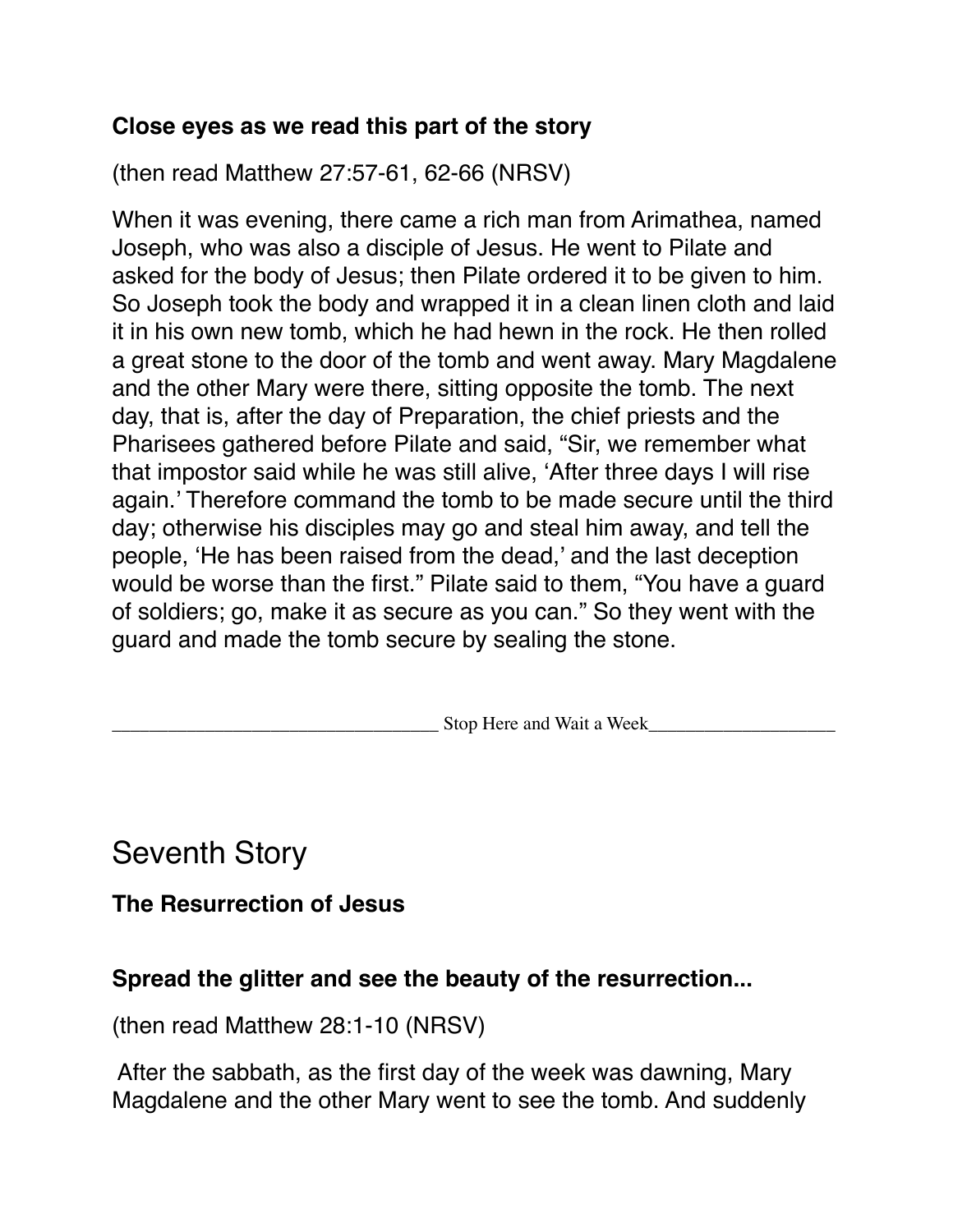**Close eyes as we read this part of the story**

(then read Matthew 27:57-61, 62-66 (NRSV)

When it was evening, there came a rich man from Arimathea, named Joseph, who was also a disciple of Jesus. He went to Pilate and asked for the body of Jesus; then Pilate ordered it to be given to him. So Joseph took the body and wrapped it in a clean linen cloth and laid it in his own new tomb, which he had hewn in the rock. He then rolled a great stone to the door of the tomb and went away. Mary Magdalene and the other Mary were there, sitting opposite the tomb. The next day, that is, after the day of Preparation, the chief priests and the Pharisees gathered before Pilate and said, "Sir, we remember what that impostor said while he was still alive, 'After three days I will rise again.' Therefore command the tomb to be made secure until the third day; otherwise his disciples may go and steal him away, and tell the people, 'He has been raised from the dead,' and the last deception would be worse than the first." Pilate said to them, "You have a guard of soldiers; go, make it as secure as you can." So they went with the guard and made the tomb secure by sealing the stone.

________________________________ Stop Here and Wait a Week___________________

# Seventh Story

**The Resurrection of Jesus**

**Spread the glitter and see the beauty of the resurrection...**

(then read Matthew 28:1-10 (NRSV)

After the sabbath, as the first day of the week was dawning, Mary Magdalene and the other Mary went to see the tomb. And suddenly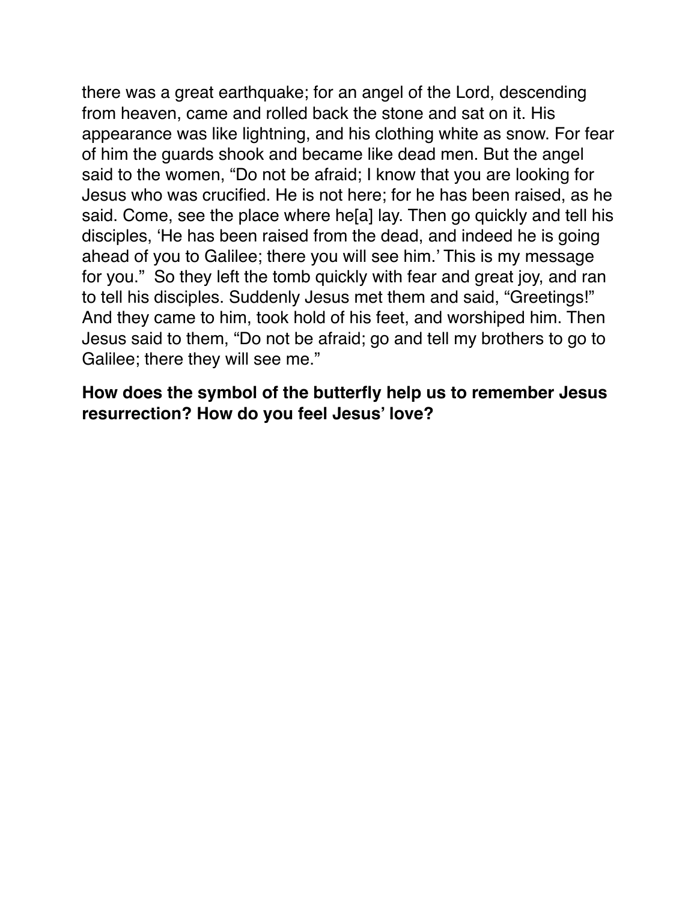there was a great earthquake; for an angel of the Lord, descending from heaven, came and rolled back the stone and sat on it. His appearance was like lightning, and his clothing white as snow. For fear of him the guards shook and became like dead men. But the angel said to the women, “Do not be afraid; I know that you are looking for Jesus who was crucified. He is not here; for he has been raised, as he said. Come, see the place where he[a] lay. Then go quickly and tell his disciples, ‘He has been raised from the dead, and indeed he is going ahead of you to Galilee; there you will see him.’ This is my message for you.” So they left the tomb quickly with fear and great joy, and ran to tell his disciples. Suddenly Jesus met them and said, “Greetings!” And they came to him, took hold of his feet, and worshiped him. Then Jesus said to them, “Do not be afraid; go and tell my brothers to go to Galilee; there they will see me.”

**How does the symbol of the butterfly help us to remember Jesus resurrection? How do you feel Jesus’ love?**